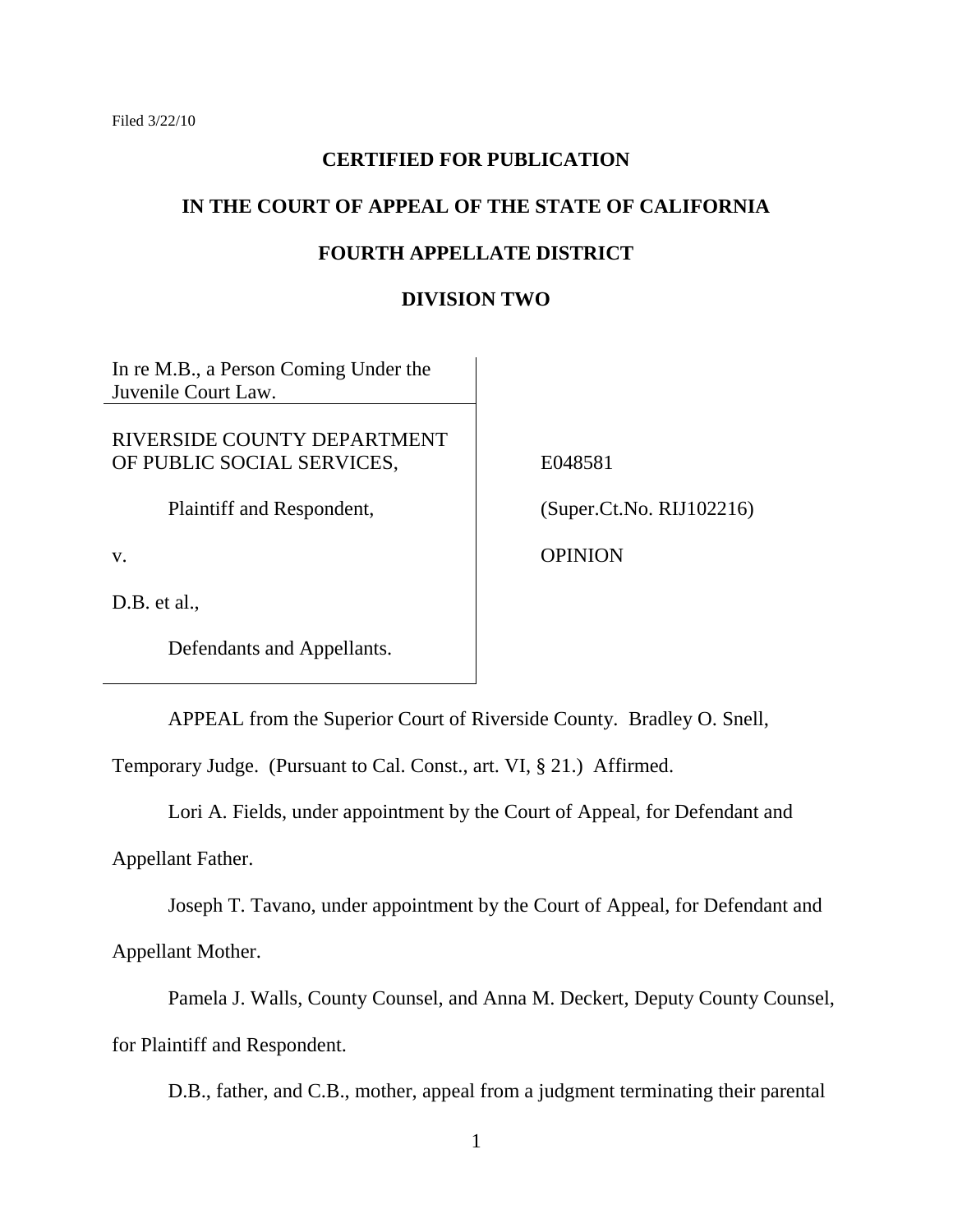Filed 3/22/10

**CERTIFIED FOR PUBLICATION**

**IN THE COURT OF APPEAL OF THE STATE OF CALIFORNIA**

**FOURTH APPELLATE DISTRICT**

**DIVISION TWO**

In re M.B., a Person Coming Under the Juvenile Court Law.

RIVERSIDE COUNTY DEPARTMENT OF PUBLIC SOCIAL SERVICES,

Plaintiff and Respondent,

v.

D.B. et al.,

Defendants and Appellants.

E048581

(Super.Ct.No. RIJ102216)

OPINION

APPEAL from the Superior Court of Riverside County. Bradley O. Snell, Temporary Judge. (Pursuant to Cal. Const., art. VI, § 21.) Affirmed.

Lori A. Fields, under appointment by the Court of Appeal, for Defendant and Appellant Father.

Joseph T. Tavano, under appointment by the Court of Appeal, for Defendant and Appellant Mother.

Pamela J. Walls, County Counsel, and Anna M. Deckert, Deputy County Counsel, for Plaintiff and Respondent.

D.B., father, and C.B., mother, appeal from a judgment terminating their parental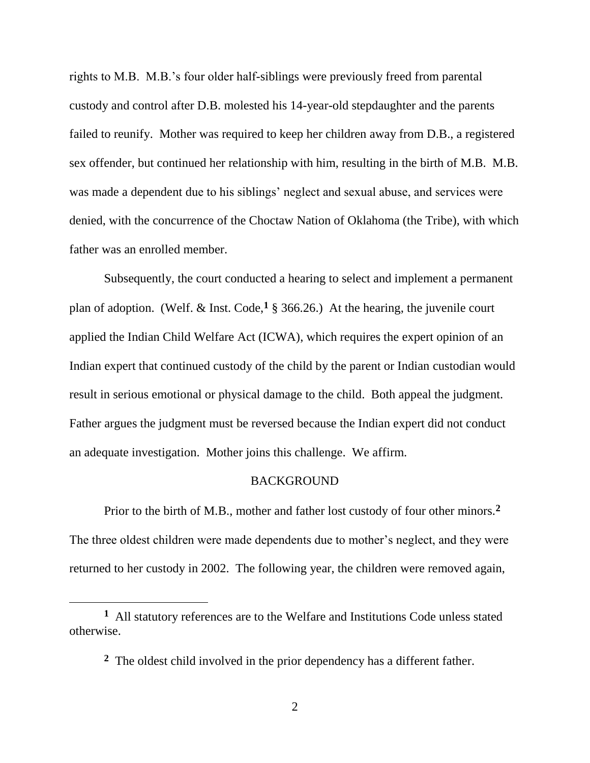rights to M.B. M.B.'s four older half-siblings were previously freed from parental custody and control after D.B. molested his 14-year-old stepdaughter and the parents failed to reunify. Mother was required to keep her children away from D.B., a registered sex offender, but continued her relationship with him, resulting in the birth of M.B. M.B. was made a dependent due to his siblings' neglect and sexual abuse, and services were denied, with the concurrence of the Choctaw Nation of Oklahoma (the Tribe), with which father was an enrolled member.

Subsequently, the court conducted a hearing to select and implement a permanent plan of adoption. (Welf. & Inst. Code,[1] § 366.26.) At the hearing, the juvenile court applied the Indian Child Welfare Act (ICWA), which requires the expert opinion of an Indian expert that continued custody of the child by the parent or Indian custodian would result in serious emotional or physical damage to the child. Both appeal the judgment. Father argues the judgment must be reversed because the Indian expert did not conduct an adequate investigation. Mother joins this challenge. We affirm.

## BACKGROUND

Prior to the birth of M.B., mother and father lost custody of four other minors.[2] The three oldest children were made dependents due to mother's neglect, and they were returned to her custody in 2002. The following year, the children were removed again,

---

[1] All statutory references are to the Welfare and Institutions Code unless stated otherwise.

[2] The oldest child involved in the prior dependency has a different father.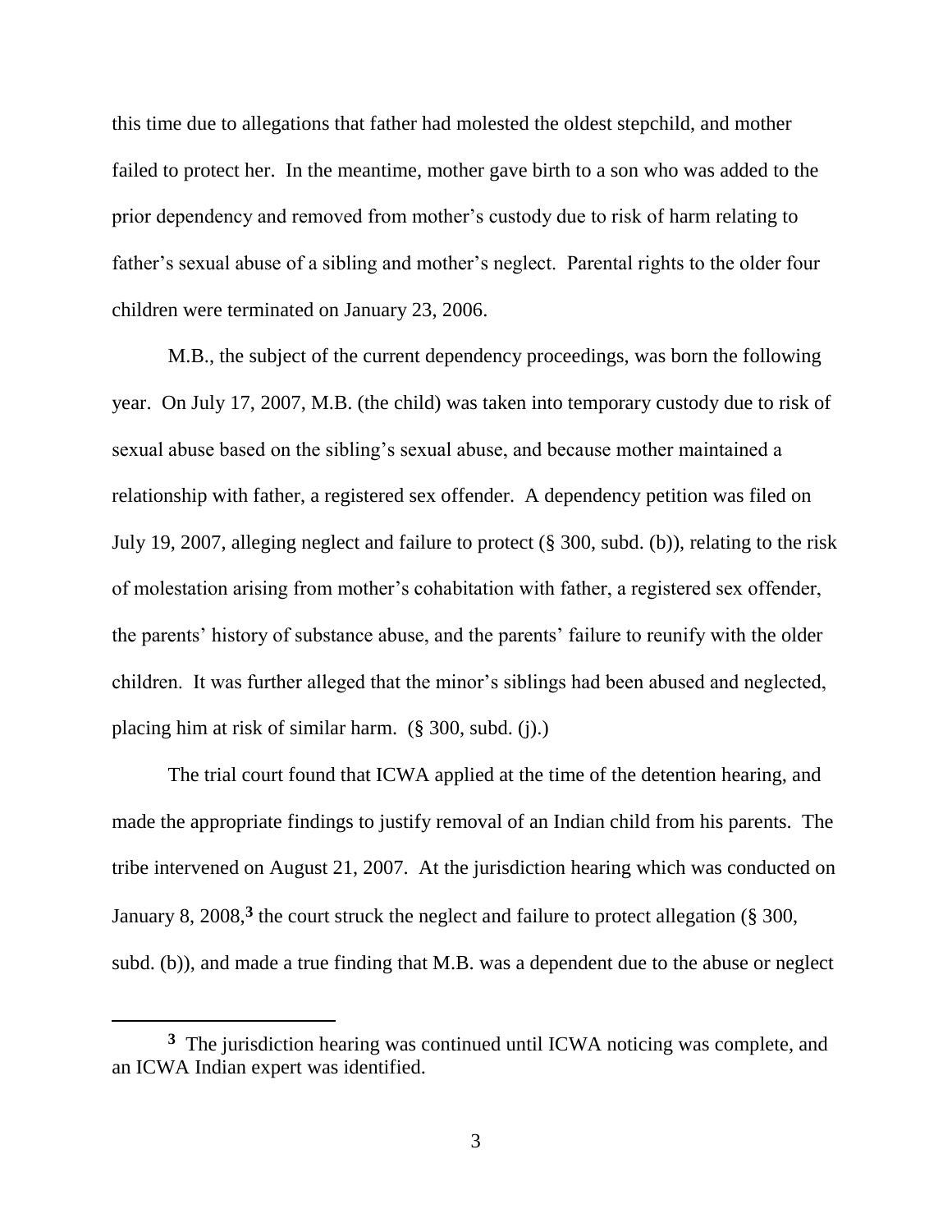this time due to allegations that father had molested the oldest stepchild, and mother failed to protect her. In the meantime, mother gave birth to a son who was added to the prior dependency and removed from mother's custody due to risk of harm relating to father's sexual abuse of a sibling and mother's neglect. Parental rights to the older four children were terminated on January 23, 2006.

M.B., the subject of the current dependency proceedings, was born the following year. On July 17, 2007, M.B. (the child) was taken into temporary custody due to risk of sexual abuse based on the sibling's sexual abuse, and because mother maintained a relationship with father, a registered sex offender. A dependency petition was filed on July 19, 2007, alleging neglect and failure to protect (§ 300, subd. (b)), relating to the risk of molestation arising from mother's cohabitation with father, a registered sex offender, the parents' history of substance abuse, and the parents' failure to reunify with the older children. It was further alleged that the minor's siblings had been abused and neglected, placing him at risk of similar harm. (§ 300, subd. (j).)

The trial court found that ICWA applied at the time of the detention hearing, and made the appropriate findings to justify removal of an Indian child from his parents. The tribe intervened on August 21, 2007. At the jurisdiction hearing which was conducted on January 8, 2008,[3] the court struck the neglect and failure to protect allegation (§ 300, subd. (b)), and made a true finding that M.B. was a dependent due to the abuse or neglect

---

[3] The jurisdiction hearing was continued until ICWA noticing was complete, and an ICWA Indian expert was identified.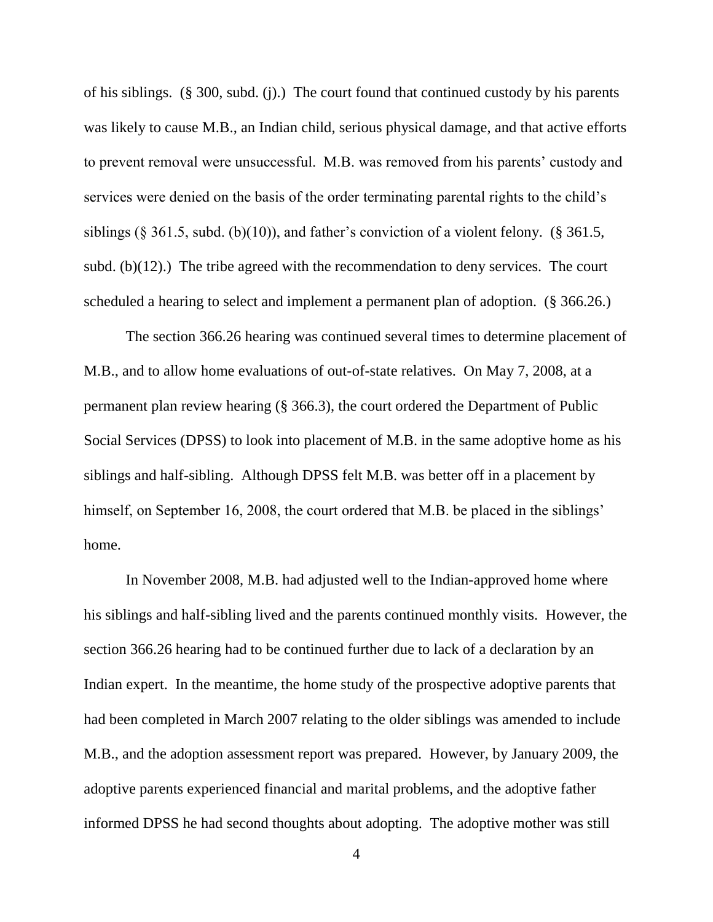of his siblings. (§ 300, subd. (j).) The court found that continued custody by his parents was likely to cause M.B., an Indian child, serious physical damage, and that active efforts to prevent removal were unsuccessful. M.B. was removed from his parents' custody and services were denied on the basis of the order terminating parental rights to the child's siblings (§ 361.5, subd. (b)(10)), and father's conviction of a violent felony. (§ 361.5, subd. (b)(12).) The tribe agreed with the recommendation to deny services. The court scheduled a hearing to select and implement a permanent plan of adoption. (§ 366.26.)

The section 366.26 hearing was continued several times to determine placement of M.B., and to allow home evaluations of out-of-state relatives. On May 7, 2008, at a permanent plan review hearing (§ 366.3), the court ordered the Department of Public Social Services (DPSS) to look into placement of M.B. in the same adoptive home as his siblings and half-sibling. Although DPSS felt M.B. was better off in a placement by himself, on September 16, 2008, the court ordered that M.B. be placed in the siblings' home.

In November 2008, M.B. had adjusted well to the Indian-approved home where his siblings and half-sibling lived and the parents continued monthly visits. However, the section 366.26 hearing had to be continued further due to lack of a declaration by an Indian expert. In the meantime, the home study of the prospective adoptive parents that had been completed in March 2007 relating to the older siblings was amended to include M.B., and the adoption assessment report was prepared. However, by January 2009, the adoptive parents experienced financial and marital problems, and the adoptive father informed DPSS he had second thoughts about adopting. The adoptive mother was still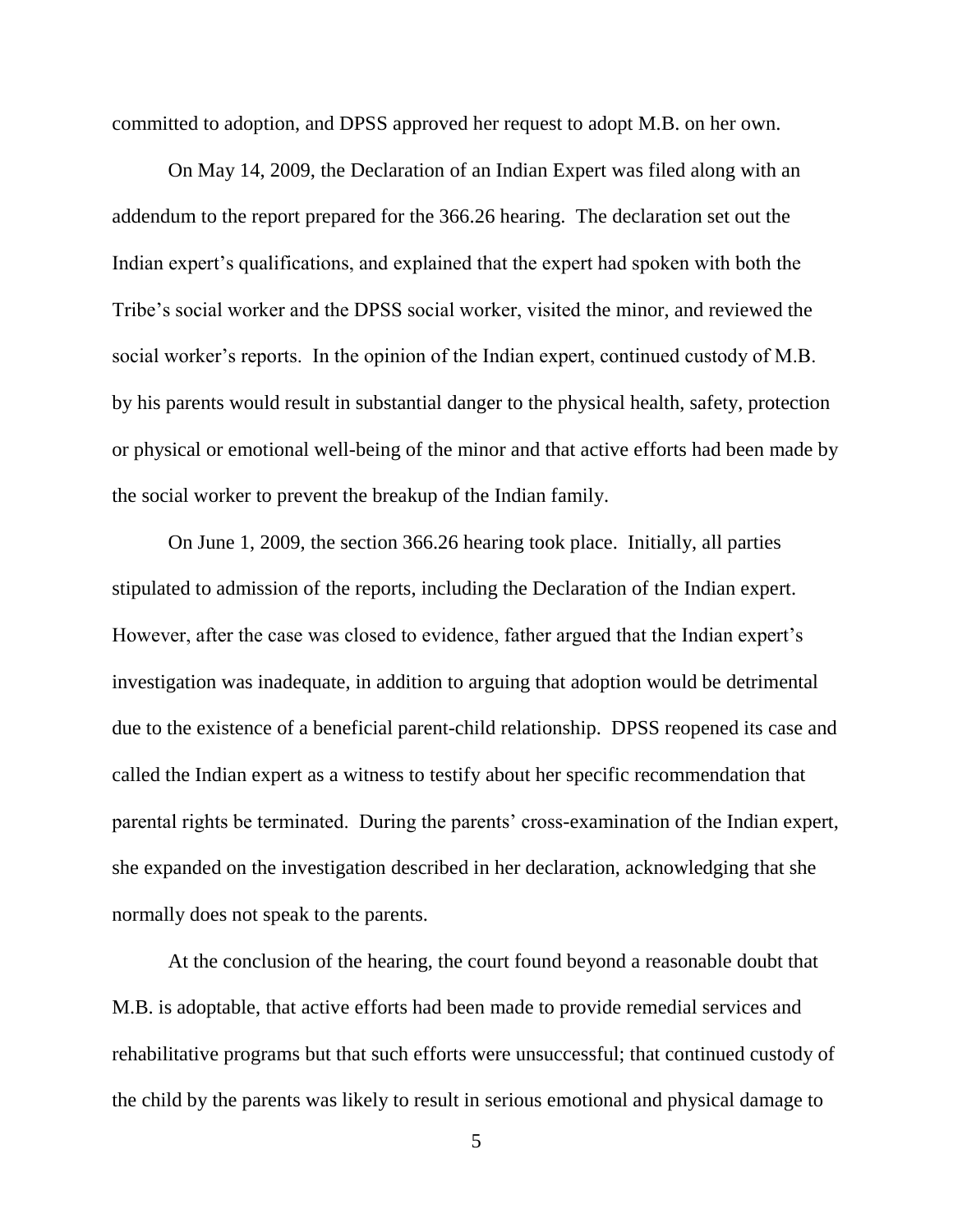committed to adoption, and DPSS approved her request to adopt M.B. on her own.

On May 14, 2009, the Declaration of an Indian Expert was filed along with an addendum to the report prepared for the 366.26 hearing. The declaration set out the Indian expert's qualifications, and explained that the expert had spoken with both the Tribe's social worker and the DPSS social worker, visited the minor, and reviewed the social worker's reports. In the opinion of the Indian expert, continued custody of M.B. by his parents would result in substantial danger to the physical health, safety, protection or physical or emotional well-being of the minor and that active efforts had been made by the social worker to prevent the breakup of the Indian family.

On June 1, 2009, the section 366.26 hearing took place. Initially, all parties stipulated to admission of the reports, including the Declaration of the Indian expert. However, after the case was closed to evidence, father argued that the Indian expert's investigation was inadequate, in addition to arguing that adoption would be detrimental due to the existence of a beneficial parent-child relationship. DPSS reopened its case and called the Indian expert as a witness to testify about her specific recommendation that parental rights be terminated. During the parents' cross-examination of the Indian expert, she expanded on the investigation described in her declaration, acknowledging that she normally does not speak to the parents.

At the conclusion of the hearing, the court found beyond a reasonable doubt that M.B. is adoptable, that active efforts had been made to provide remedial services and rehabilitative programs but that such efforts were unsuccessful; that continued custody of the child by the parents was likely to result in serious emotional and physical damage to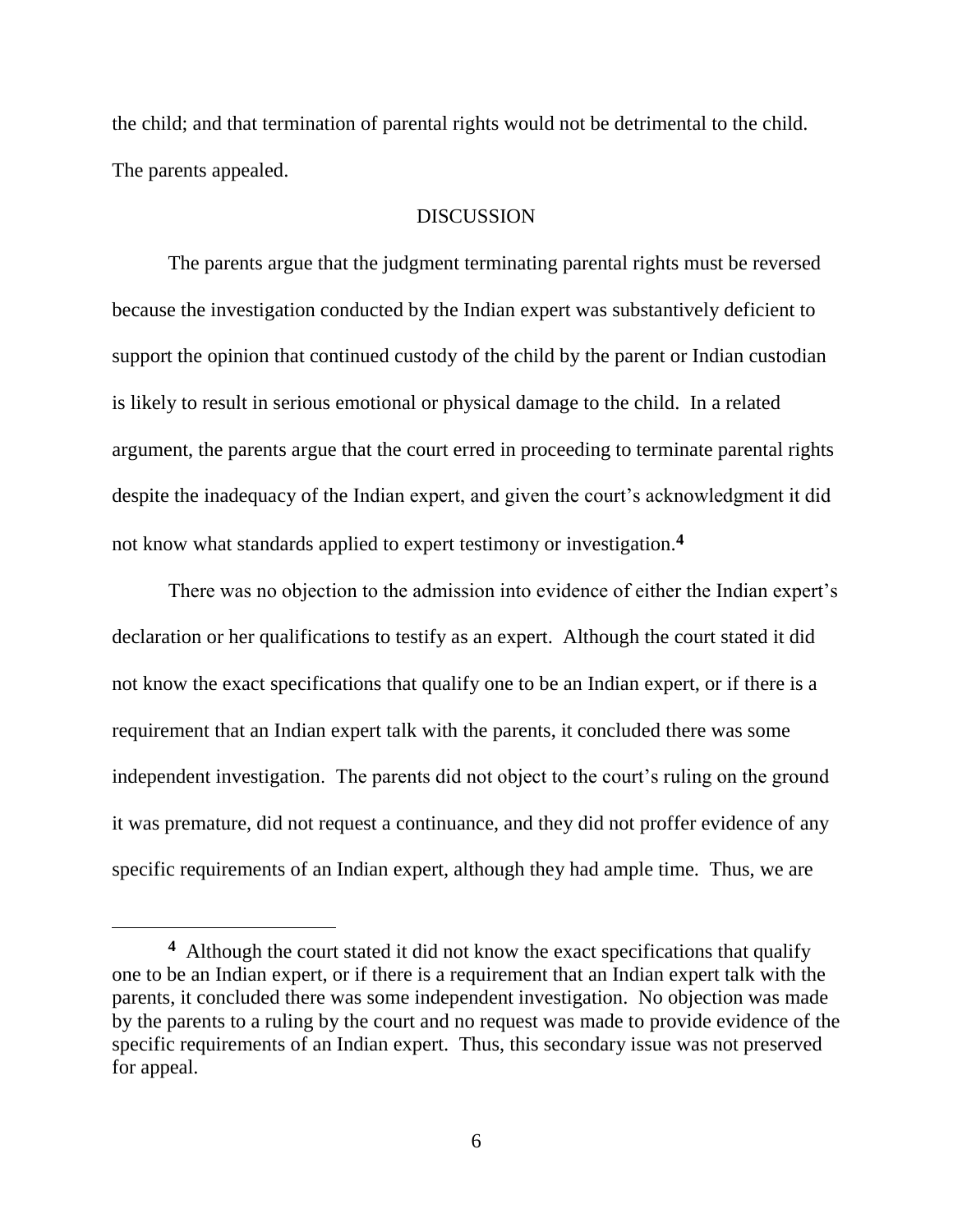the child; and that termination of parental rights would not be detrimental to the child. The parents appealed.

## DISCUSSION

The parents argue that the judgment terminating parental rights must be reversed because the investigation conducted by the Indian expert was substantively deficient to support the opinion that continued custody of the child by the parent or Indian custodian is likely to result in serious emotional or physical damage to the child. In a related argument, the parents argue that the court erred in proceeding to terminate parental rights despite the inadequacy of the Indian expert, and given the court's acknowledgment it did not know what standards applied to expert testimony or investigation.[4]

There was no objection to the admission into evidence of either the Indian expert's declaration or her qualifications to testify as an expert. Although the court stated it did not know the exact specifications that qualify one to be an Indian expert, or if there is a requirement that an Indian expert talk with the parents, it concluded there was some independent investigation. The parents did not object to the court's ruling on the ground it was premature, did not request a continuance, and they did not proffer evidence of any specific requirements of an Indian expert, although they had ample time. Thus, we are

---

[4] Although the court stated it did not know the exact specifications that qualify one to be an Indian expert, or if there is a requirement that an Indian expert talk with the parents, it concluded there was some independent investigation. No objection was made by the parents to a ruling by the court and no request was made to provide evidence of the specific requirements of an Indian expert. Thus, this secondary issue was not preserved for appeal.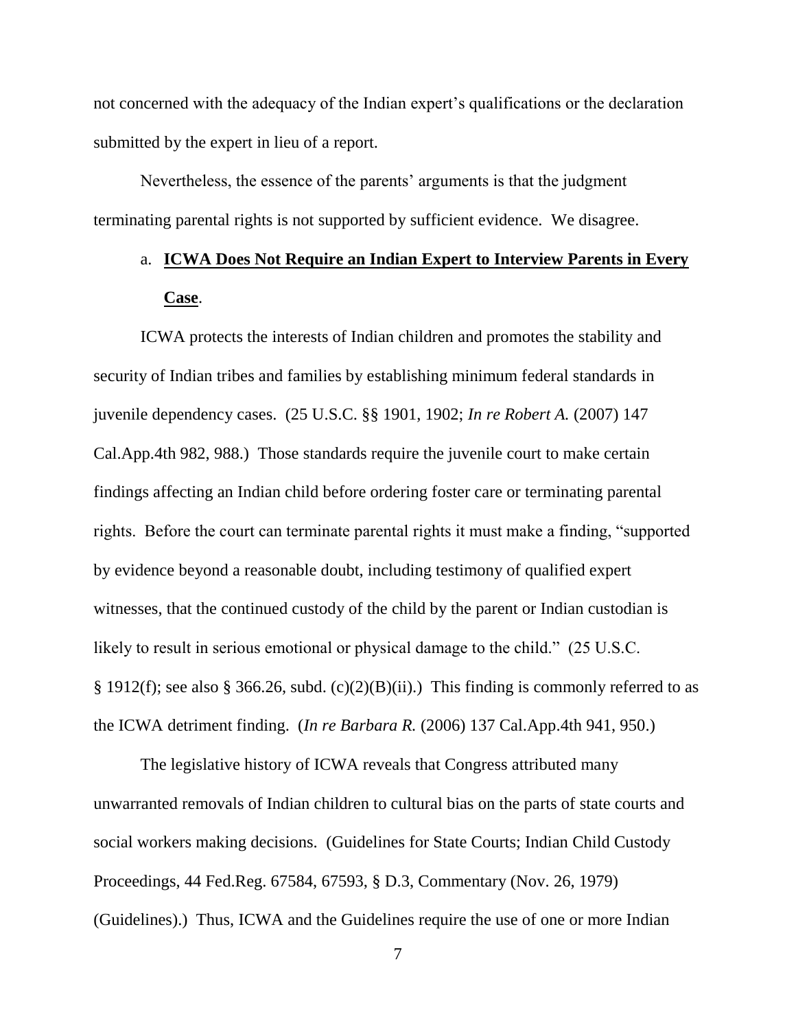not concerned with the adequacy of the Indian expert's qualifications or the declaration submitted by the expert in lieu of a report.

Nevertheless, the essence of the parents' arguments is that the judgment terminating parental rights is not supported by sufficient evidence. We disagree.

a. **ICWA Does Not Require an Indian Expert to Interview Parents in Every Case**.

ICWA protects the interests of Indian children and promotes the stability and security of Indian tribes and families by establishing minimum federal standards in juvenile dependency cases. (25 U.S.C. §§ 1901, 1902; *In re Robert A.* (2007) 147 Cal.App.4th 982, 988.) Those standards require the juvenile court to make certain findings affecting an Indian child before ordering foster care or terminating parental rights. Before the court can terminate parental rights it must make a finding, "supported by evidence beyond a reasonable doubt, including testimony of qualified expert witnesses, that the continued custody of the child by the parent or Indian custodian is likely to result in serious emotional or physical damage to the child." (25 U.S.C. § 1912(f); see also § 366.26, subd. (c)(2)(B)(ii).) This finding is commonly referred to as the ICWA detriment finding. (*In re Barbara R.* (2006) 137 Cal.App.4th 941, 950.)

The legislative history of ICWA reveals that Congress attributed many unwarranted removals of Indian children to cultural bias on the parts of state courts and social workers making decisions. (Guidelines for State Courts; Indian Child Custody Proceedings, 44 Fed.Reg. 67584, 67593, § D.3, Commentary (Nov. 26, 1979) (Guidelines).) Thus, ICWA and the Guidelines require the use of one or more Indian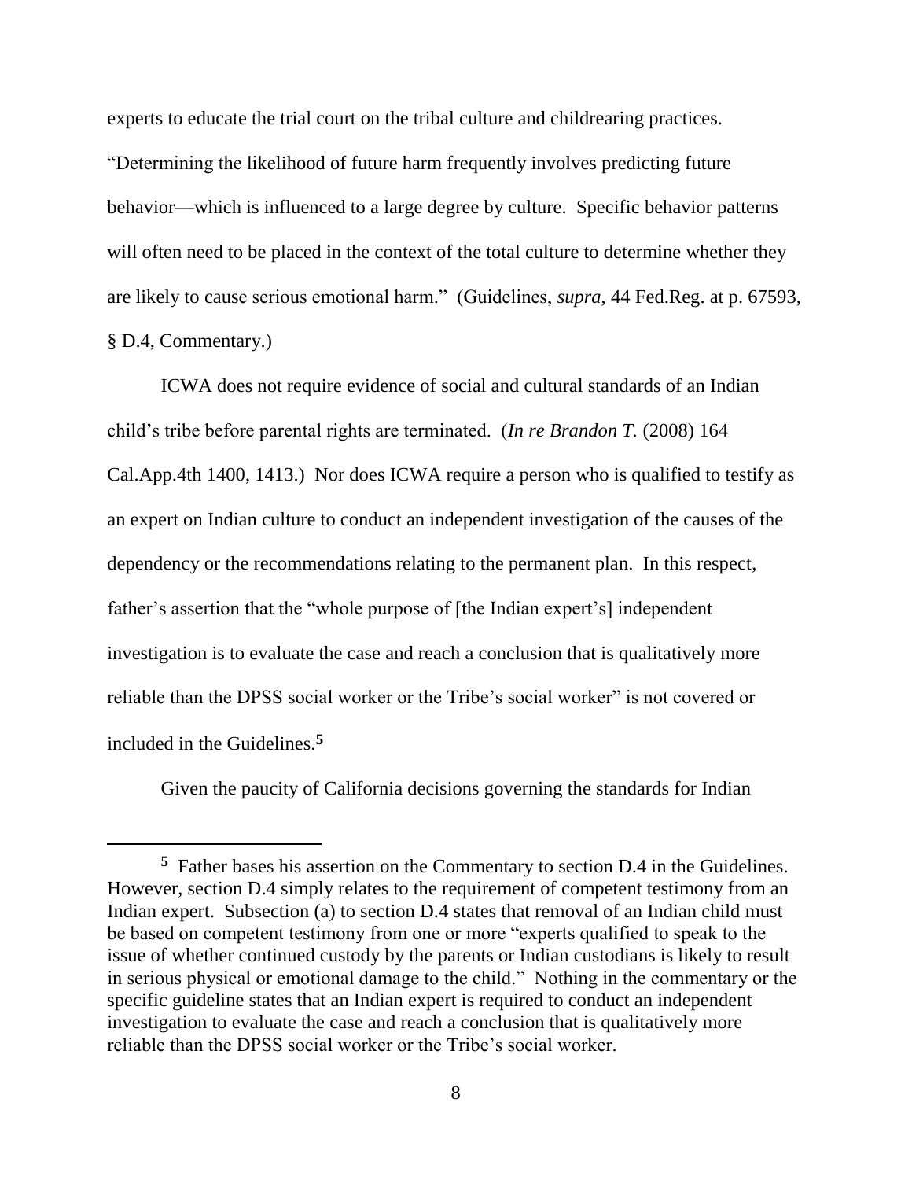experts to educate the trial court on the tribal culture and childrearing practices. "Determining the likelihood of future harm frequently involves predicting future behavior—which is influenced to a large degree by culture. Specific behavior patterns will often need to be placed in the context of the total culture to determine whether they are likely to cause serious emotional harm." (Guidelines, *supra*, 44 Fed.Reg. at p. 67593, § D.4, Commentary.)

ICWA does not require evidence of social and cultural standards of an Indian child's tribe before parental rights are terminated. (*In re Brandon T.* (2008) 164 Cal.App.4th 1400, 1413.) Nor does ICWA require a person who is qualified to testify as an expert on Indian culture to conduct an independent investigation of the causes of the dependency or the recommendations relating to the permanent plan. In this respect, father's assertion that the "whole purpose of [the Indian expert's] independent investigation is to evaluate the case and reach a conclusion that is qualitatively more reliable than the DPSS social worker or the Tribe's social worker" is not covered or included in the Guidelines.[5]

Given the paucity of California decisions governing the standards for Indian

---

[5] Father bases his assertion on the Commentary to section D.4 in the Guidelines. However, section D.4 simply relates to the requirement of competent testimony from an Indian expert. Subsection (a) to section D.4 states that removal of an Indian child must be based on competent testimony from one or more "experts qualified to speak to the issue of whether continued custody by the parents or Indian custodians is likely to result in serious physical or emotional damage to the child." Nothing in the commentary or the specific guideline states that an Indian expert is required to conduct an independent investigation to evaluate the case and reach a conclusion that is qualitatively more reliable than the DPSS social worker or the Tribe's social worker.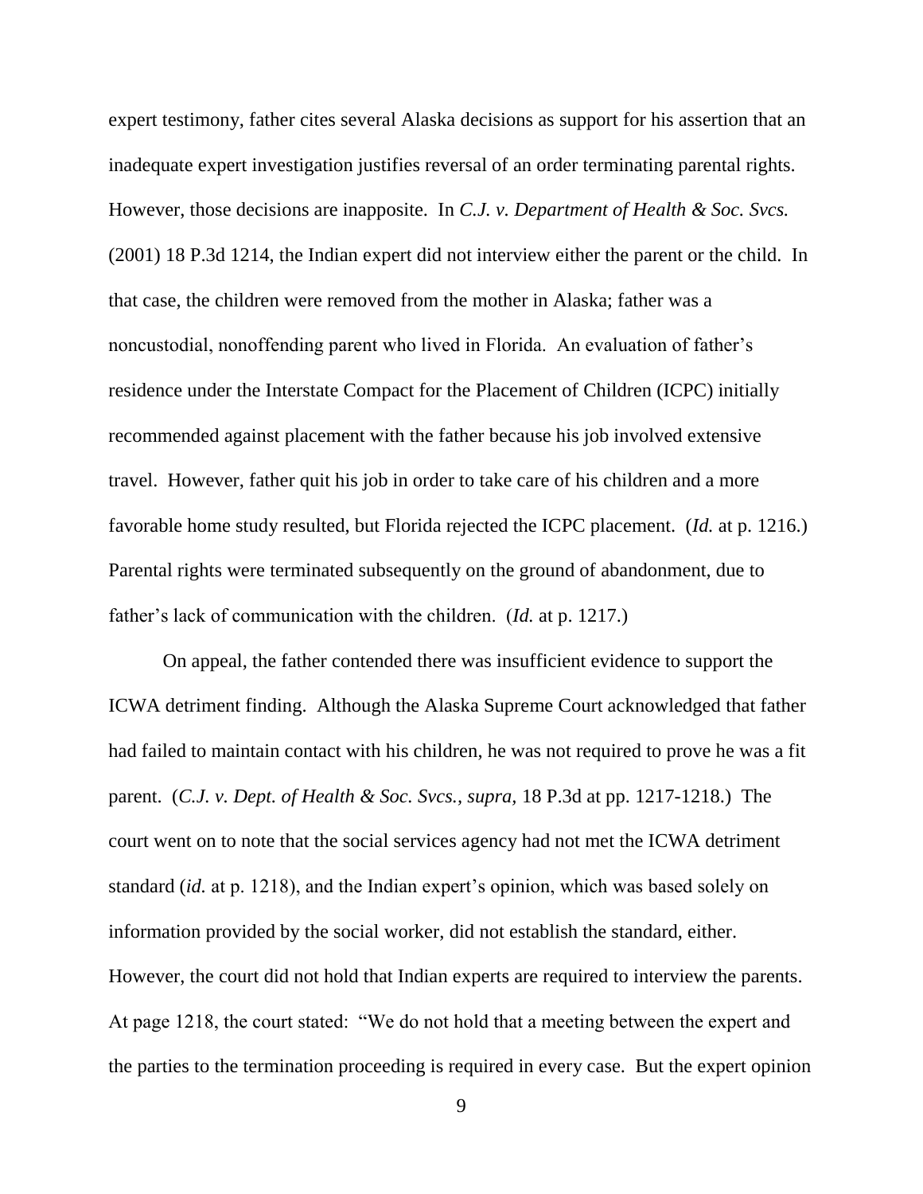expert testimony, father cites several Alaska decisions as support for his assertion that an inadequate expert investigation justifies reversal of an order terminating parental rights. However, those decisions are inapposite. In *C.J. v. Department of Health & Soc. Svcs.* (2001) 18 P.3d 1214, the Indian expert did not interview either the parent or the child. In that case, the children were removed from the mother in Alaska; father was a noncustodial, nonoffending parent who lived in Florida. An evaluation of father's residence under the Interstate Compact for the Placement of Children (ICPC) initially recommended against placement with the father because his job involved extensive travel. However, father quit his job in order to take care of his children and a more favorable home study resulted, but Florida rejected the ICPC placement. (*Id.* at p. 1216.) Parental rights were terminated subsequently on the ground of abandonment, due to father's lack of communication with the children. (*Id.* at p. 1217.)

On appeal, the father contended there was insufficient evidence to support the ICWA detriment finding. Although the Alaska Supreme Court acknowledged that father had failed to maintain contact with his children, he was not required to prove he was a fit parent. (*C.J. v. Dept. of Health & Soc. Svcs., supra,* 18 P.3d at pp. 1217-1218.) The court went on to note that the social services agency had not met the ICWA detriment standard (*id.* at p. 1218), and the Indian expert's opinion, which was based solely on information provided by the social worker, did not establish the standard, either. However, the court did not hold that Indian experts are required to interview the parents. At page 1218, the court stated: "We do not hold that a meeting between the expert and the parties to the termination proceeding is required in every case. But the expert opinion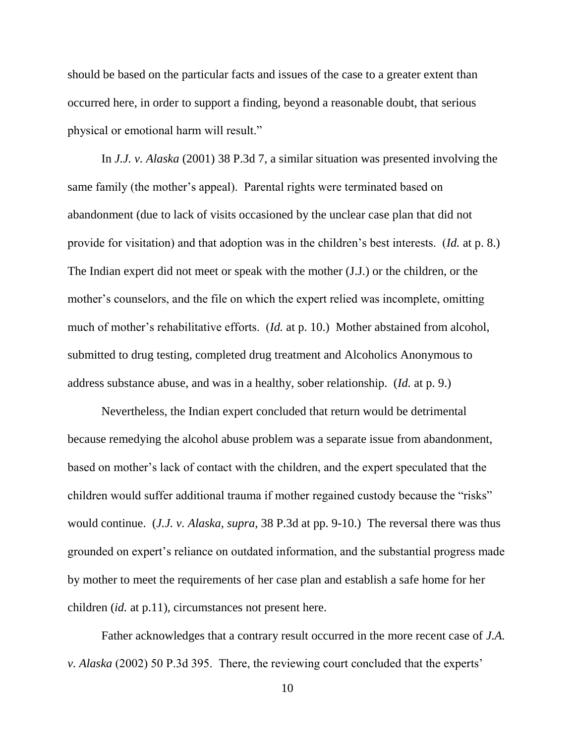should be based on the particular facts and issues of the case to a greater extent than occurred here, in order to support a finding, beyond a reasonable doubt, that serious physical or emotional harm will result."

In *J.J. v. Alaska* (2001) 38 P.3d 7, a similar situation was presented involving the same family (the mother's appeal). Parental rights were terminated based on abandonment (due to lack of visits occasioned by the unclear case plan that did not provide for visitation) and that adoption was in the children's best interests. (*Id.* at p. 8.) The Indian expert did not meet or speak with the mother (J.J.) or the children, or the mother's counselors, and the file on which the expert relied was incomplete, omitting much of mother's rehabilitative efforts. (*Id.* at p. 10.) Mother abstained from alcohol, submitted to drug testing, completed drug treatment and Alcoholics Anonymous to address substance abuse, and was in a healthy, sober relationship. (*Id.* at p. 9.)

Nevertheless, the Indian expert concluded that return would be detrimental because remedying the alcohol abuse problem was a separate issue from abandonment, based on mother's lack of contact with the children, and the expert speculated that the children would suffer additional trauma if mother regained custody because the "risks" would continue. (*J.J. v. Alaska, supra,* 38 P.3d at pp. 9-10.) The reversal there was thus grounded on expert's reliance on outdated information, and the substantial progress made by mother to meet the requirements of her case plan and establish a safe home for her children (*id.* at p.11), circumstances not present here.

Father acknowledges that a contrary result occurred in the more recent case of *J.A. v. Alaska* (2002) 50 P.3d 395. There, the reviewing court concluded that the experts'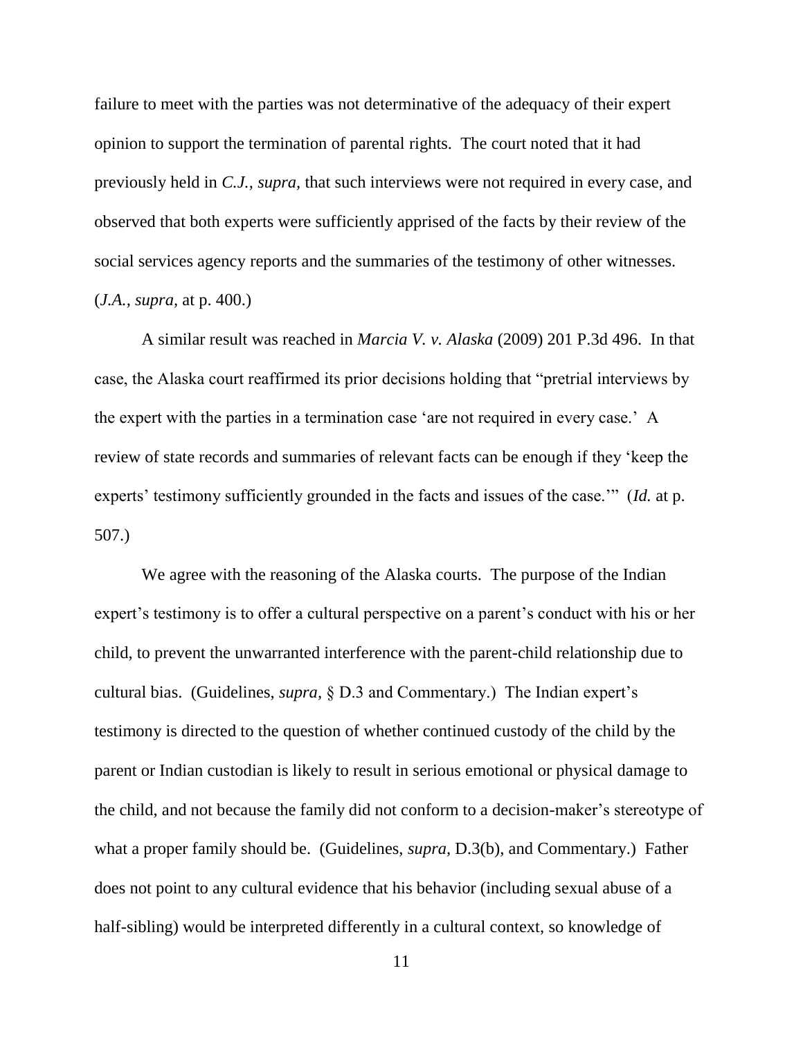failure to meet with the parties was not determinative of the adequacy of their expert opinion to support the termination of parental rights. The court noted that it had previously held in *C.J., supra,* that such interviews were not required in every case, and observed that both experts were sufficiently apprised of the facts by their review of the social services agency reports and the summaries of the testimony of other witnesses. (*J.A., supra,* at p. 400.)

A similar result was reached in *Marcia V. v. Alaska* (2009) 201 P.3d 496. In that case, the Alaska court reaffirmed its prior decisions holding that "pretrial interviews by the expert with the parties in a termination case 'are not required in every case.' A review of state records and summaries of relevant facts can be enough if they 'keep the experts' testimony sufficiently grounded in the facts and issues of the case.'" (*Id.* at p. 507.)

We agree with the reasoning of the Alaska courts. The purpose of the Indian expert's testimony is to offer a cultural perspective on a parent's conduct with his or her child, to prevent the unwarranted interference with the parent-child relationship due to cultural bias. (Guidelines, *supra,* § D.3 and Commentary.) The Indian expert's testimony is directed to the question of whether continued custody of the child by the parent or Indian custodian is likely to result in serious emotional or physical damage to the child, and not because the family did not conform to a decision-maker's stereotype of what a proper family should be. (Guidelines, *supra,* D.3(b), and Commentary.) Father does not point to any cultural evidence that his behavior (including sexual abuse of a half-sibling) would be interpreted differently in a cultural context, so knowledge of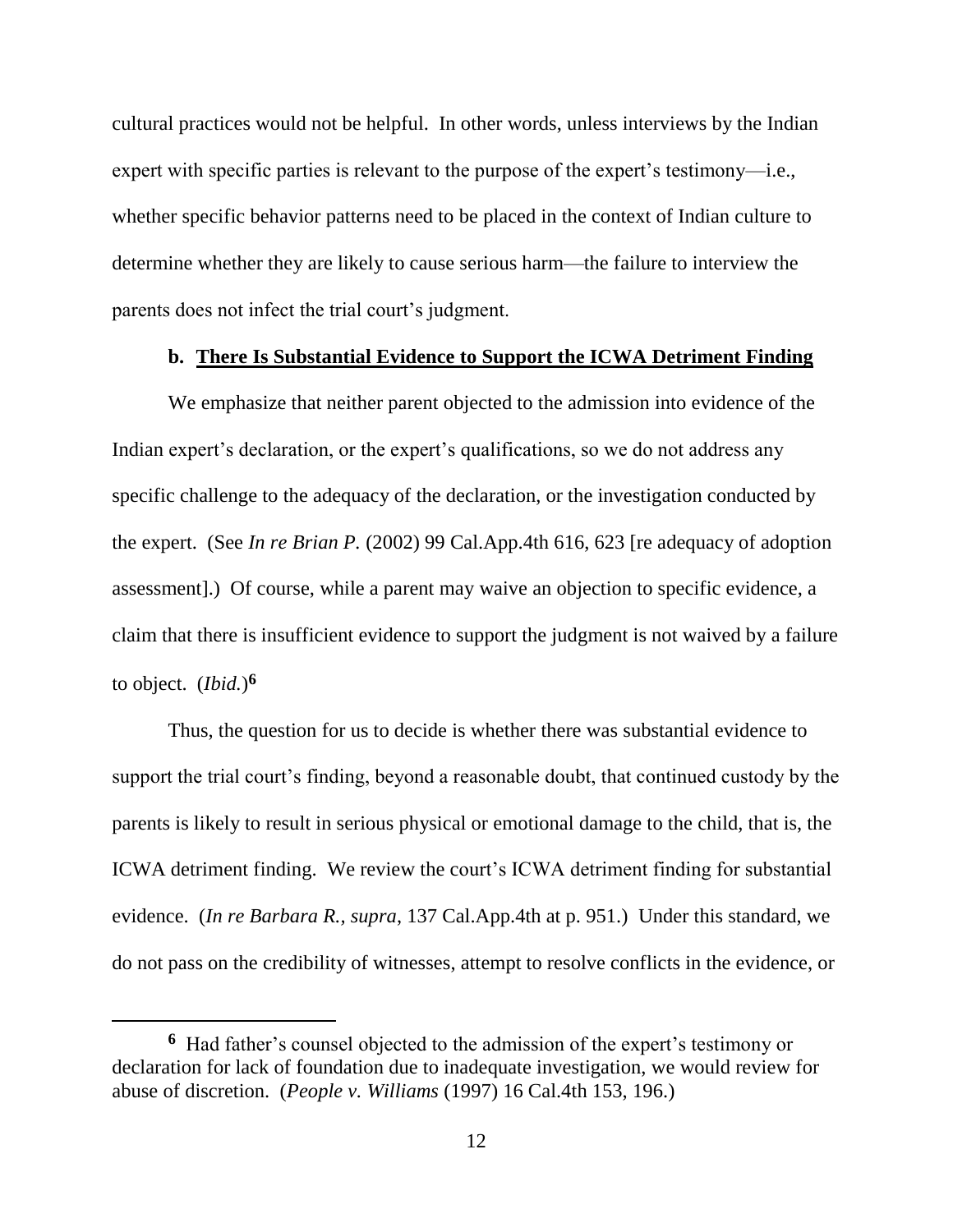cultural practices would not be helpful. In other words, unless interviews by the Indian expert with specific parties is relevant to the purpose of the expert's testimony—i.e., whether specific behavior patterns need to be placed in the context of Indian culture to determine whether they are likely to cause serious harm—the failure to interview the parents does not infect the trial court's judgment.

### b. There Is Substantial Evidence to Support the ICWA Detriment Finding

We emphasize that neither parent objected to the admission into evidence of the Indian expert's declaration, or the expert's qualifications, so we do not address any specific challenge to the adequacy of the declaration, or the investigation conducted by the expert. (See *In re Brian P.* (2002) 99 Cal.App.4th 616, 623 [re adequacy of adoption assessment].) Of course, while a parent may waive an objection to specific evidence, a claim that there is insufficient evidence to support the judgment is not waived by a failure to object. (*Ibid.*)[6]

Thus, the question for us to decide is whether there was substantial evidence to support the trial court's finding, beyond a reasonable doubt, that continued custody by the parents is likely to result in serious physical or emotional damage to the child, that is, the ICWA detriment finding. We review the court's ICWA detriment finding for substantial evidence. (*In re Barbara R., supra*, 137 Cal.App.4th at p. 951.) Under this standard, we do not pass on the credibility of witnesses, attempt to resolve conflicts in the evidence, or

---

[6] Had father's counsel objected to the admission of the expert's testimony or declaration for lack of foundation due to inadequate investigation, we would review for abuse of discretion. (*People v. Williams* (1997) 16 Cal.4th 153, 196.)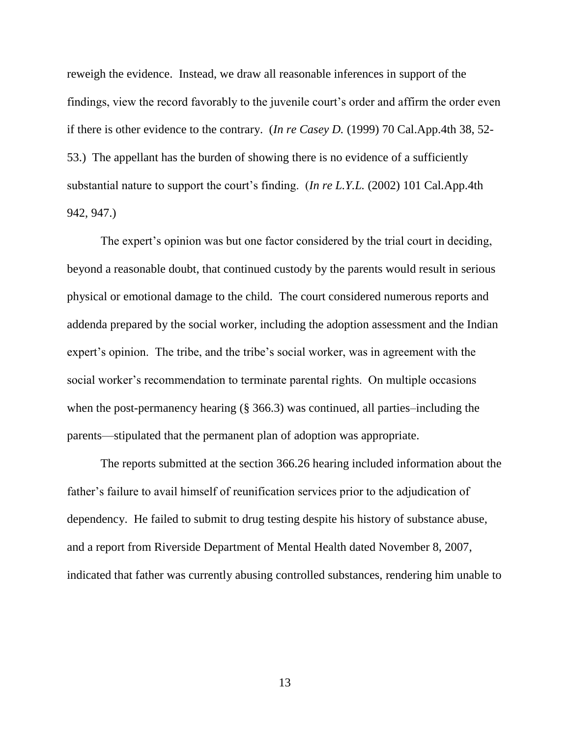reweigh the evidence. Instead, we draw all reasonable inferences in support of the findings, view the record favorably to the juvenile court's order and affirm the order even if there is other evidence to the contrary. (*In re Casey D.* (1999) 70 Cal.App.4th 38, 52-53.) The appellant has the burden of showing there is no evidence of a sufficiently substantial nature to support the court's finding. (*In re L.Y.L.* (2002) 101 Cal.App.4th 942, 947.)

The expert's opinion was but one factor considered by the trial court in deciding, beyond a reasonable doubt, that continued custody by the parents would result in serious physical or emotional damage to the child. The court considered numerous reports and addenda prepared by the social worker, including the adoption assessment and the Indian expert's opinion. The tribe, and the tribe's social worker, was in agreement with the social worker's recommendation to terminate parental rights. On multiple occasions when the post-permanency hearing (§ 366.3) was continued, all parties–including the parents—stipulated that the permanent plan of adoption was appropriate.

The reports submitted at the section 366.26 hearing included information about the father's failure to avail himself of reunification services prior to the adjudication of dependency. He failed to submit to drug testing despite his history of substance abuse, and a report from Riverside Department of Mental Health dated November 8, 2007, indicated that father was currently abusing controlled substances, rendering him unable to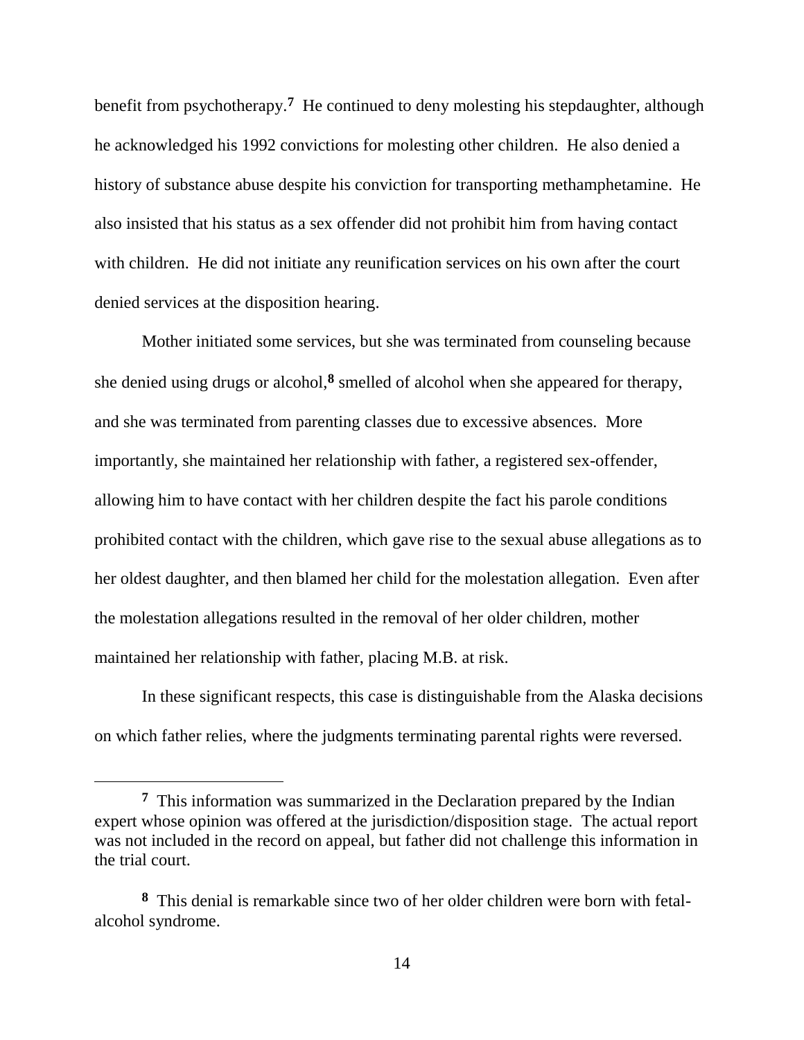benefit from psychotherapy.[7] He continued to deny molesting his stepdaughter, although he acknowledged his 1992 convictions for molesting other children. He also denied a history of substance abuse despite his conviction for transporting methamphetamine. He also insisted that his status as a sex offender did not prohibit him from having contact with children. He did not initiate any reunification services on his own after the court denied services at the disposition hearing.

Mother initiated some services, but she was terminated from counseling because she denied using drugs or alcohol,[8] smelled of alcohol when she appeared for therapy, and she was terminated from parenting classes due to excessive absences. More importantly, she maintained her relationship with father, a registered sex-offender, allowing him to have contact with her children despite the fact his parole conditions prohibited contact with the children, which gave rise to the sexual abuse allegations as to her oldest daughter, and then blamed her child for the molestation allegation. Even after the molestation allegations resulted in the removal of her older children, mother maintained her relationship with father, placing M.B. at risk.

In these significant respects, this case is distinguishable from the Alaska decisions on which father relies, where the judgments terminating parental rights were reversed.

---

[7] This information was summarized in the Declaration prepared by the Indian expert whose opinion was offered at the jurisdiction/disposition stage. The actual report was not included in the record on appeal, but father did not challenge this information in the trial court.

[8] This denial is remarkable since two of her older children were born with fetal-alcohol syndrome.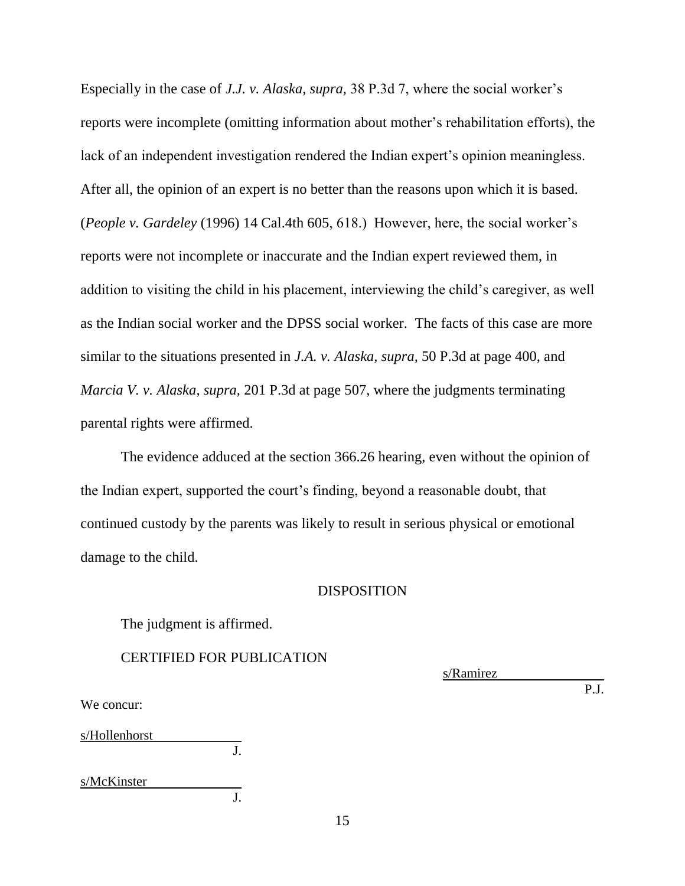Especially in the case of *J.J. v. Alaska, supra,* 38 P.3d 7, where the social worker's reports were incomplete (omitting information about mother's rehabilitation efforts), the lack of an independent investigation rendered the Indian expert's opinion meaningless. After all, the opinion of an expert is no better than the reasons upon which it is based. (*People v. Gardeley* (1996) 14 Cal.4th 605, 618.) However, here, the social worker's reports were not incomplete or inaccurate and the Indian expert reviewed them, in addition to visiting the child in his placement, interviewing the child's caregiver, as well as the Indian social worker and the DPSS social worker. The facts of this case are more similar to the situations presented in *J.A. v. Alaska, supra,* 50 P.3d at page 400, and *Marcia V. v. Alaska, supra,* 201 P.3d at page 507, where the judgments terminating parental rights were affirmed.

The evidence adduced at the section 366.26 hearing, even without the opinion of the Indian expert, supported the court's finding, beyond a reasonable doubt, that continued custody by the parents was likely to result in serious physical or emotional damage to the child.

DISPOSITION

The judgment is affirmed.

CERTIFIED FOR PUBLICATION

s/Ramirez
P.J.

We concur:

s/Hollenhorst
J.

s/McKinster
J.